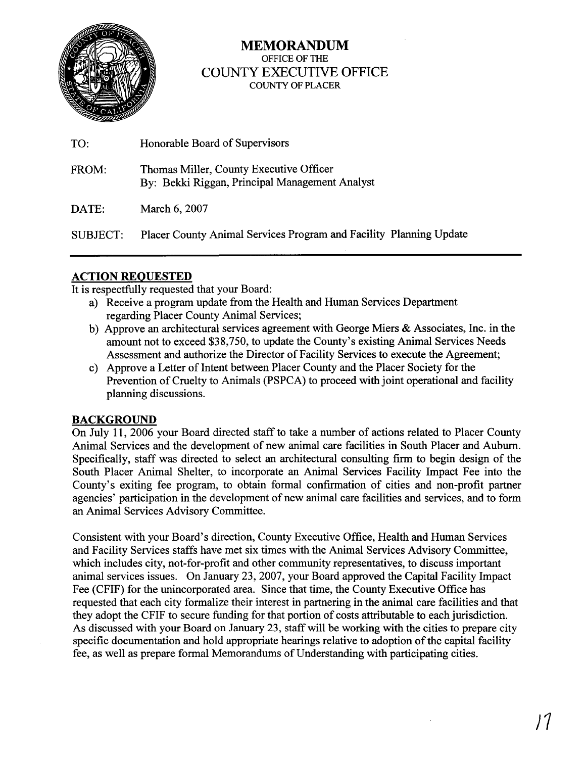# MEMORANDUM

OFFICE OF THE
COUNTY EXECUTIVE OFFICE
COUNTY OF PLACER

TO: Honorable Board of Supervisors

FROM: Thomas Miller, County Executive Officer
By: Bekki Riggan, Principal Management Analyst

DATE: March 6, 2007

SUBJECT: Placer County Animal Services Program and Facility Planning Update

---

## ACTION REQUESTED

It is respectfully requested that your Board:

a) Receive a program update from the Health and Human Services Department regarding Placer County Animal Services;

b) Approve an architectural services agreement with George Miers & Associates, Inc. in the amount not to exceed $38,750, to update the County's existing Animal Services Needs Assessment and authorize the Director of Facility Services to execute the Agreement;

c) Approve a Letter of Intent between Placer County and the Placer Society for the Prevention of Cruelty to Animals (PSPCA) to proceed with joint operational and facility planning discussions.

## BACKGROUND

On July 11, 2006 your Board directed staff to take a number of actions related to Placer County Animal Services and the development of new animal care facilities in South Placer and Auburn. Specifically, staff was directed to select an architectural consulting firm to begin design of the South Placer Animal Shelter, to incorporate an Animal Services Facility Impact Fee into the County's exiting fee program, to obtain formal confirmation of cities and non-profit partner agencies' participation in the development of new animal care facilities and services, and to form an Animal Services Advisory Committee.

Consistent with your Board's direction, County Executive Office, Health and Human Services and Facility Services staffs have met six times with the Animal Services Advisory Committee, which includes city, not-for-profit and other community representatives, to discuss important animal services issues. On January 23, 2007, your Board approved the Capital Facility Impact Fee (CFIF) for the unincorporated area. Since that time, the County Executive Office has requested that each city formalize their interest in partnering in the animal care facilities and that they adopt the CFIF to secure funding for that portion of costs attributable to each jurisdiction. As discussed with your Board on January 23, staff will be working with the cities to prepare city specific documentation and hold appropriate hearings relative to adoption of the capital facility fee, as well as prepare formal Memorandums of Understanding with participating cities.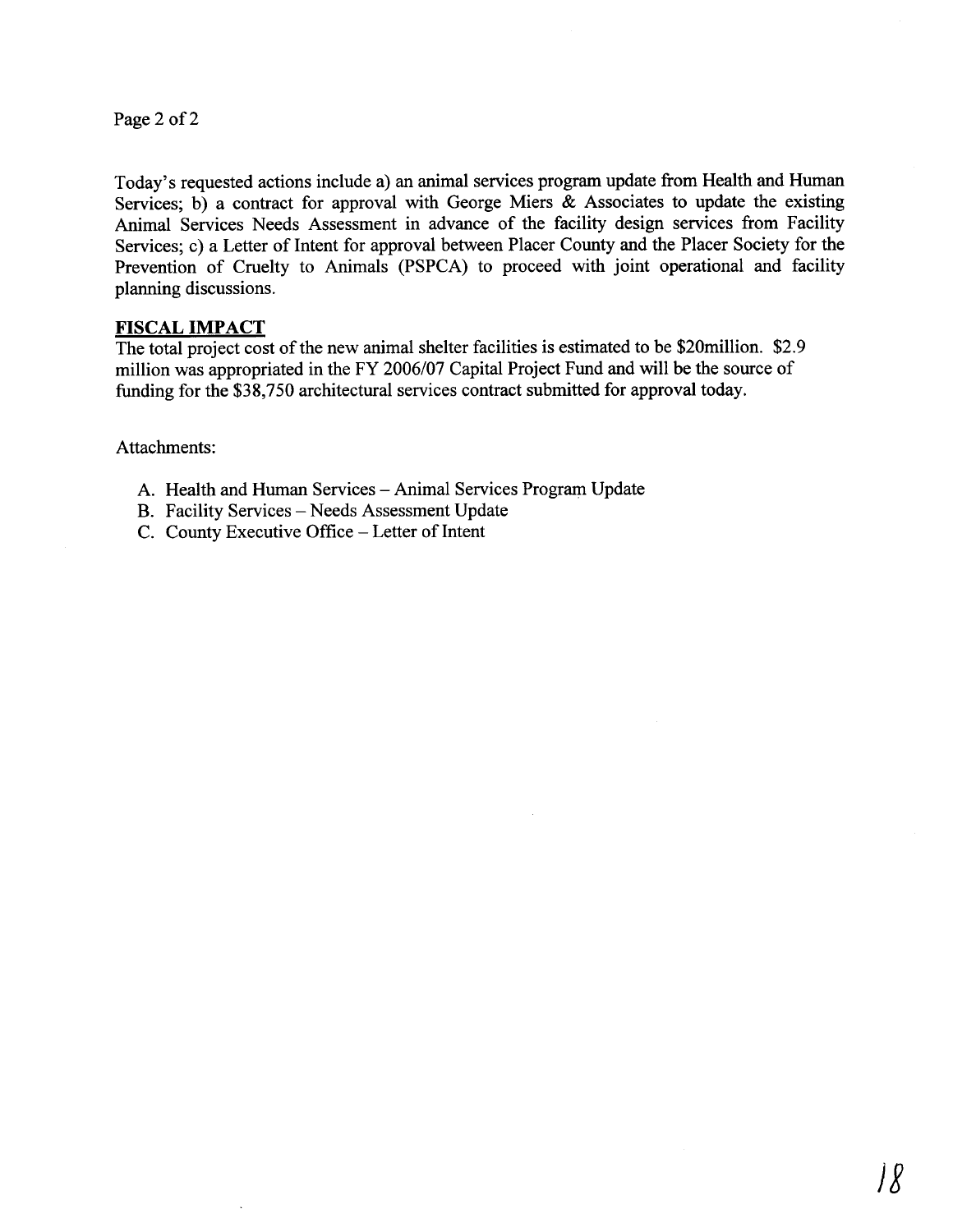Today's requested actions include a) an animal services program update from Health and Human Services; b) a contract for approval with George Miers & Associates to update the existing Animal Services Needs Assessment in advance of the facility design services from Facility Services; c) a Letter of Intent for approval between Placer County and the Placer Society for the Prevention of Cruelty to Animals (PSPCA) to proceed with joint operational and facility planning discussions.

## FISCAL IMPACT

The total project cost of the new animal shelter facilities is estimated to be $20million. $2.9 million was appropriated in the FY 2006/07 Capital Project Fund and will be the source of funding for the $38,750 architectural services contract submitted for approval today.

Attachments:

A. Health and Human Services – Animal Services Program Update
B. Facility Services – Needs Assessment Update
C. County Executive Office – Letter of Intent